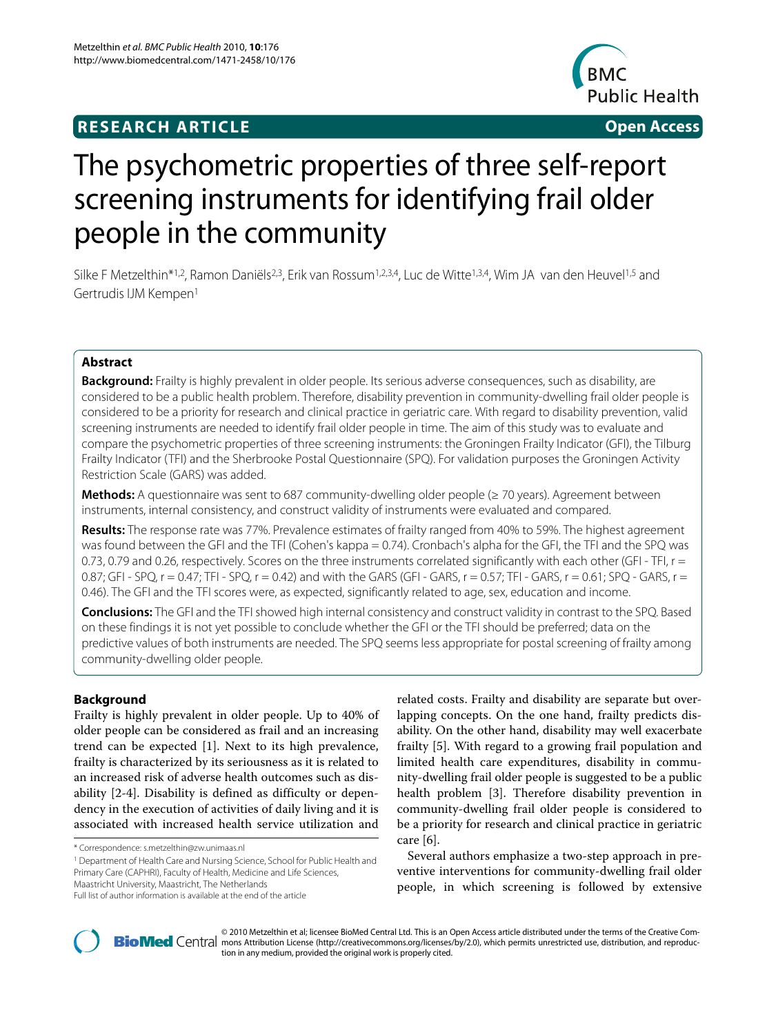**RESEARCH ARTICLE** **Open Access**

# The psychometric properties of three self-report screening instruments for identifying frail older people in the community

Silke F Metzelthin*[1,2], Ramon Daniëls[2,3], Erik van Rossum[1,2,3,4], Luc de Witte[1,3,4], Wim JA van den Heuvel[1,5] and Gertrudis IJM Kempen[1]

## Abstract

**Background:** Frailty is highly prevalent in older people. Its serious adverse consequences, such as disability, are considered to be a public health problem. Therefore, disability prevention in community-dwelling frail older people is considered to be a priority for research and clinical practice in geriatric care. With regard to disability prevention, valid screening instruments are needed to identify frail older people in time. The aim of this study was to evaluate and compare the psychometric properties of three screening instruments: the Groningen Frailty Indicator (GFI), the Tilburg Frailty Indicator (TFI) and the Sherbrooke Postal Questionnaire (SPQ). For validation purposes the Groningen Activity Restriction Scale (GARS) was added.

**Methods:** A questionnaire was sent to 687 community-dwelling older people (≥ 70 years). Agreement between instruments, internal consistency, and construct validity of instruments were evaluated and compared.

**Results:** The response rate was 77%. Prevalence estimates of frailty ranged from 40% to 59%. The highest agreement was found between the GFI and the TFI (Cohen's kappa = 0.74). Cronbach's alpha for the GFI, the TFI and the SPQ was 0.73, 0.79 and 0.26, respectively. Scores on the three instruments correlated significantly with each other (GFI - TFI, r = 0.87; GFI - SPQ, r = 0.47; TFI - SPQ, r = 0.42) and with the GARS (GFI - GARS, r = 0.57; TFI - GARS, r = 0.61; SPQ - GARS, r = 0.46). The GFI and the TFI scores were, as expected, significantly related to age, sex, education and income.

**Conclusions:** The GFI and the TFI showed high internal consistency and construct validity in contrast to the SPQ. Based on these findings it is not yet possible to conclude whether the GFI or the TFI should be preferred; data on the predictive values of both instruments are needed. The SPQ seems less appropriate for postal screening of frailty among community-dwelling older people.

## Background

Frailty is highly prevalent in older people. Up to 40% of older people can be considered as frail and an increasing trend can be expected [1]. Next to its high prevalence, frailty is characterized by its seriousness as it is related to an increased risk of adverse health outcomes such as disability [2-4]. Disability is defined as difficulty or dependency in the execution of activities of daily living and it is associated with increased health service utilization and related costs. Frailty and disability are separate but overlapping concepts. On the one hand, frailty predicts disability. On the other hand, disability may well exacerbate frailty [5]. With regard to a growing frail population and limited health care expenditures, disability in community-dwelling frail older people is suggested to be a public health problem [3]. Therefore disability prevention in community-dwelling frail older people is considered to be a priority for research and clinical practice in geriatric care [6].

Several authors emphasize a two-step approach in preventive interventions for community-dwelling frail older people, in which screening is followed by extensive

\* Correspondence: s.metzelthin@zw.unimaas.nl

[1] Department of Health Care and Nursing Science, School for Public Health and Primary Care (CAPHRI), Faculty of Health, Medicine and Life Sciences, Maastricht University, Maastricht, The Netherlands

Full list of author information is available at the end of the article

© 2010 Metzelthin et al; licensee BioMed Central Ltd. This is an Open Access article distributed under the terms of the Creative Commons Attribution License (http://creativecommons.org/licenses/by/2.0), which permits unrestricted use, distribution, and reproduction in any medium, provided the original work is properly cited.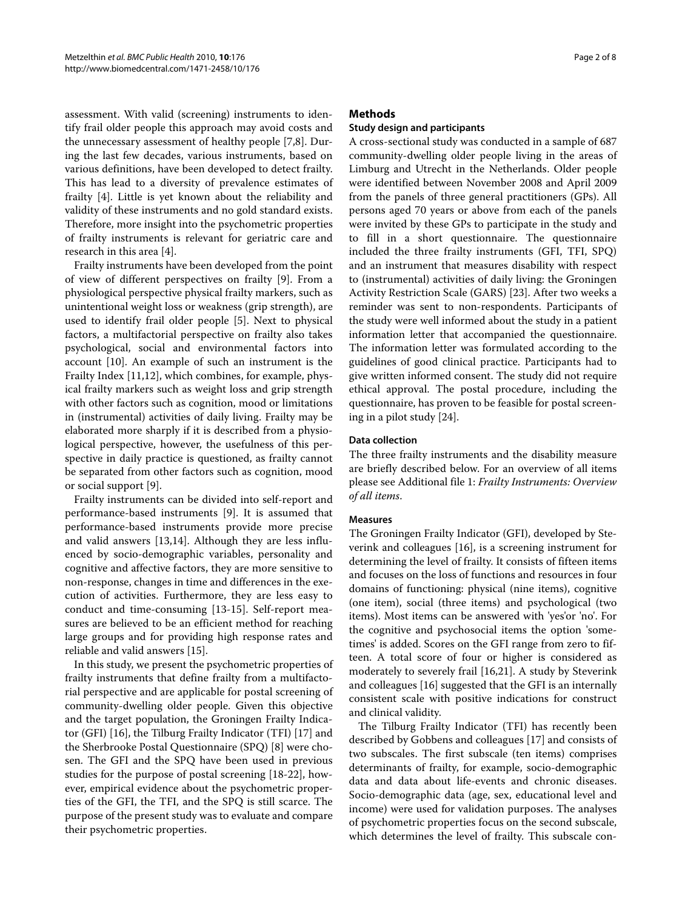assessment. With valid (screening) instruments to identify frail older people this approach may avoid costs and the unnecessary assessment of healthy people [7,8]. During the last few decades, various instruments, based on various definitions, have been developed to detect frailty. This has lead to a diversity of prevalence estimates of frailty [4]. Little is yet known about the reliability and validity of these instruments and no gold standard exists. Therefore, more insight into the psychometric properties of frailty instruments is relevant for geriatric care and research in this area [4].

Frailty instruments have been developed from the point of view of different perspectives on frailty [9]. From a physiological perspective physical frailty markers, such as unintentional weight loss or weakness (grip strength), are used to identify frail older people [5]. Next to physical factors, a multifactorial perspective on frailty also takes psychological, social and environmental factors into account [10]. An example of such an instrument is the Frailty Index [11,12], which combines, for example, physical frailty markers such as weight loss and grip strength with other factors such as cognition, mood or limitations in (instrumental) activities of daily living. Frailty may be elaborated more sharply if it is described from a physiological perspective, however, the usefulness of this perspective in daily practice is questioned, as frailty cannot be separated from other factors such as cognition, mood or social support [9].

Frailty instruments can be divided into self-report and performance-based instruments [9]. It is assumed that performance-based instruments provide more precise and valid answers [13,14]. Although they are less influenced by socio-demographic variables, personality and cognitive and affective factors, they are more sensitive to non-response, changes in time and differences in the execution of activities. Furthermore, they are less easy to conduct and time-consuming [13-15]. Self-report measures are believed to be an efficient method for reaching large groups and for providing high response rates and reliable and valid answers [15].

In this study, we present the psychometric properties of frailty instruments that define frailty from a multifactorial perspective and are applicable for postal screening of community-dwelling older people. Given this objective and the target population, the Groningen Frailty Indicator (GFI) [16], the Tilburg Frailty Indicator (TFI) [17] and the Sherbrooke Postal Questionnaire (SPQ) [8] were chosen. The GFI and the SPQ have been used in previous studies for the purpose of postal screening [18-22], however, empirical evidence about the psychometric properties of the GFI, the TFI, and the SPQ is still scarce. The purpose of the present study was to evaluate and compare their psychometric properties.

## Methods

### Study design and participants

A cross-sectional study was conducted in a sample of 687 community-dwelling older people living in the areas of Limburg and Utrecht in the Netherlands. Older people were identified between November 2008 and April 2009 from the panels of three general practitioners (GPs). All persons aged 70 years or above from each of the panels were invited by these GPs to participate in the study and to fill in a short questionnaire. The questionnaire included the three frailty instruments (GFI, TFI, SPQ) and an instrument that measures disability with respect to (instrumental) activities of daily living: the Groningen Activity Restriction Scale (GARS) [23]. After two weeks a reminder was sent to non-respondents. Participants of the study were well informed about the study in a patient information letter that accompanied the questionnaire. The information letter was formulated according to the guidelines of good clinical practice. Participants had to give written informed consent. The study did not require ethical approval. The postal procedure, including the questionnaire, has proven to be feasible for postal screening in a pilot study [24].

### Data collection

The three frailty instruments and the disability measure are briefly described below. For an overview of all items please see Additional file 1: *Frailty Instruments: Overview of all items*.

### Measures

The Groningen Frailty Indicator (GFI), developed by Steverink and colleagues [16], is a screening instrument for determining the level of frailty. It consists of fifteen items and focuses on the loss of functions and resources in four domains of functioning: physical (nine items), cognitive (one item), social (three items) and psychological (two items). Most items can be answered with 'yes'or 'no'. For the cognitive and psychosocial items the option 'sometimes' is added. Scores on the GFI range from zero to fifteen. A total score of four or higher is considered as moderately to severely frail [16,21]. A study by Steverink and colleagues [16] suggested that the GFI is an internally consistent scale with positive indications for construct and clinical validity.

The Tilburg Frailty Indicator (TFI) has recently been described by Gobbens and colleagues [17] and consists of two subscales. The first subscale (ten items) comprises determinants of frailty, for example, socio-demographic data and data about life-events and chronic diseases. Socio-demographic data (age, sex, educational level and income) were used for validation purposes. The analyses of psychometric properties focus on the second subscale, which determines the level of frailty. This subscale con-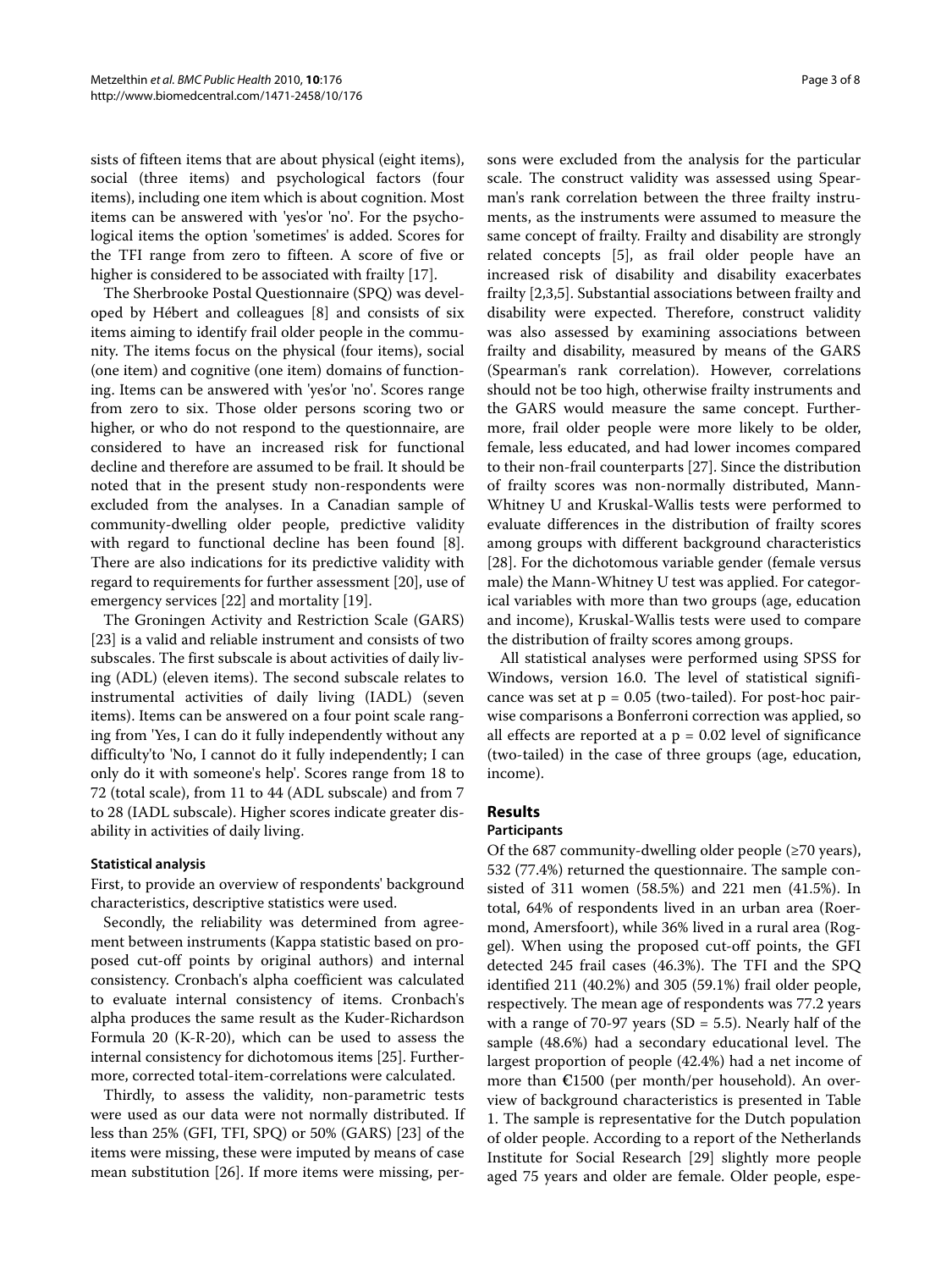sists of fifteen items that are about physical (eight items), social (three items) and psychological factors (four items), including one item which is about cognition. Most items can be answered with 'yes'or 'no'. For the psychological items the option 'sometimes' is added. Scores for the TFI range from zero to fifteen. A score of five or higher is considered to be associated with frailty [17].

The Sherbrooke Postal Questionnaire (SPQ) was developed by Hébert and colleagues [8] and consists of six items aiming to identify frail older people in the community. The items focus on the physical (four items), social (one item) and cognitive (one item) domains of functioning. Items can be answered with 'yes'or 'no'. Scores range from zero to six. Those older persons scoring two or higher, or who do not respond to the questionnaire, are considered to have an increased risk for functional decline and therefore are assumed to be frail. It should be noted that in the present study non-respondents were excluded from the analyses. In a Canadian sample of community-dwelling older people, predictive validity with regard to functional decline has been found [8]. There are also indications for its predictive validity with regard to requirements for further assessment [20], use of emergency services [22] and mortality [19].

The Groningen Activity and Restriction Scale (GARS) [23] is a valid and reliable instrument and consists of two subscales. The first subscale is about activities of daily living (ADL) (eleven items). The second subscale relates to instrumental activities of daily living (IADL) (seven items). Items can be answered on a four point scale ranging from 'Yes, I can do it fully independently without any difficulty'to 'No, I cannot do it fully independently; I can only do it with someone's help'. Scores range from 18 to 72 (total scale), from 11 to 44 (ADL subscale) and from 7 to 28 (IADL subscale). Higher scores indicate greater disability in activities of daily living.

### Statistical analysis

First, to provide an overview of respondents' background characteristics, descriptive statistics were used.

Secondly, the reliability was determined from agreement between instruments (Kappa statistic based on proposed cut-off points by original authors) and internal consistency. Cronbach's alpha coefficient was calculated to evaluate internal consistency of items. Cronbach's alpha produces the same result as the Kuder-Richardson Formula 20 (K-R-20), which can be used to assess the internal consistency for dichotomous items [25]. Furthermore, corrected total-item-correlations were calculated.

Thirdly, to assess the validity, non-parametric tests were used as our data were not normally distributed. If less than 25% (GFI, TFI, SPQ) or 50% (GARS) [23] of the items were missing, these were imputed by means of case mean substitution [26]. If more items were missing, persons were excluded from the analysis for the particular scale. The construct validity was assessed using Spearman's rank correlation between the three frailty instruments, as the instruments were assumed to measure the same concept of frailty. Frailty and disability are strongly related concepts [5], as frail older people have an increased risk of disability and disability exacerbates frailty [2,3,5]. Substantial associations between frailty and disability were expected. Therefore, construct validity was also assessed by examining associations between frailty and disability, measured by means of the GARS (Spearman's rank correlation). However, correlations should not be too high, otherwise frailty instruments and the GARS would measure the same concept. Furthermore, frail older people were more likely to be older, female, less educated, and had lower incomes compared to their non-frail counterparts [27]. Since the distribution of frailty scores was non-normally distributed, Mann-Whitney U and Kruskal-Wallis tests were performed to evaluate differences in the distribution of frailty scores among groups with different background characteristics [28]. For the dichotomous variable gender (female versus male) the Mann-Whitney U test was applied. For categorical variables with more than two groups (age, education and income), Kruskal-Wallis tests were used to compare the distribution of frailty scores among groups.

All statistical analyses were performed using SPSS for Windows, version 16.0. The level of statistical significance was set at $p = 0.05$ (two-tailed). For post-hoc pairwise comparisons a Bonferroni correction was applied, so all effects are reported at a $p = 0.02$ level of significance (two-tailed) in the case of three groups (age, education, income).

## Results

### Participants

Of the 687 community-dwelling older people (≥70 years), 532 (77.4%) returned the questionnaire. The sample consisted of 311 women (58.5%) and 221 men (41.5%). In total, 64% of respondents lived in an urban area (Roermond, Amersfoort), while 36% lived in a rural area (Roggel). When using the proposed cut-off points, the GFI detected 245 frail cases (46.3%). The TFI and the SPQ identified 211 (40.2%) and 305 (59.1%) frail older people, respectively. The mean age of respondents was 77.2 years with a range of 70-97 years (SD = 5.5). Nearly half of the sample (48.6%) had a secondary educational level. The largest proportion of people (42.4%) had a net income of more than €1500 (per month/per household). An overview of background characteristics is presented in Table 1. The sample is representative for the Dutch population of older people. According to a report of the Netherlands Institute for Social Research [29] slightly more people aged 75 years and older are female. Older people, espe-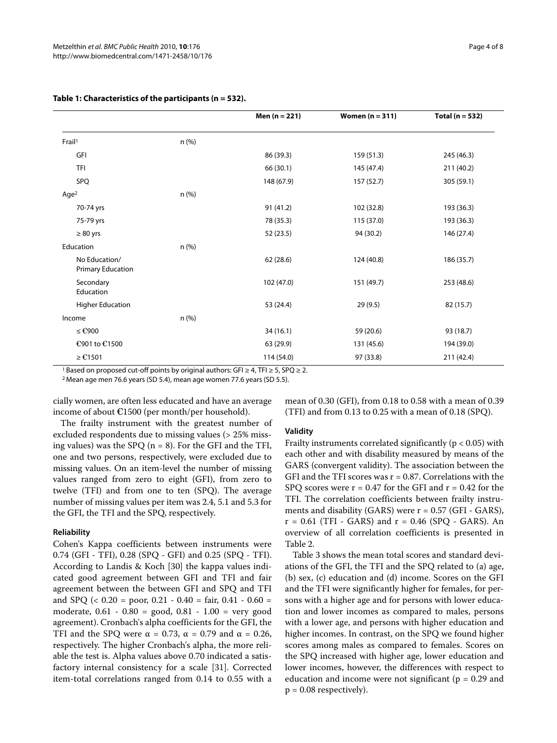**Table 1: Characteristics of the participants (n = 532).**

| | | Men (n = 221) | Women (n = 311) | Total (n = 532) |
|---|---|---|---|---|
| Frail[1] | n (%) | | | |
| GFI | | 86 (39.3) | 159 (51.3) | 245 (46.3) |
| TFI | | 66 (30.1) | 145 (47.4) | 211 (40.2) |
| SPQ | | 148 (67.9) | 157 (52.7) | 305 (59.1) |
| Age[2] | n (%) | | | |
| 70-74 yrs | | 91 (41.2) | 102 (32.8) | 193 (36.3) |
| 75-79 yrs | | 78 (35.3) | 115 (37.0) | 193 (36.3) |
| ≥ 80 yrs | | 52 (23.5) | 94 (30.2) | 146 (27.4) |
| Education | n (%) | | | |
| No Education/ Primary Education | | 62 (28.6) | 124 (40.8) | 186 (35.7) |
| Secondary Education | | 102 (47.0) | 151 (49.7) | 253 (48.6) |
| Higher Education | | 53 (24.4) | 29 (9.5) | 82 (15.7) |
| Income | n (%) | | | |
| ≤ €900 | | 34 (16.1) | 59 (20.6) | 93 (18.7) |
| €901 to €1500 | | 63 (29.9) | 131 (45.6) | 194 (39.0) |
| ≥ €1501 | | 114 (54.0) | 97 (33.8) | 211 (42.4) |

[1] Based on proposed cut-off points by original authors: GFI ≥ 4, TFI ≥ 5, SPQ ≥ 2.
[2] Mean age men 76.6 years (SD 5.4), mean age women 77.6 years (SD 5.5).

cially women, are often less educated and have an average income of about €1500 (per month/per household).

The frailty instrument with the greatest number of excluded respondents due to missing values (> 25% missing values) was the SPQ (n = 8). For the GFI and the TFI, one and two persons, respectively, were excluded due to missing values. On an item-level the number of missing values ranged from zero to eight (GFI), from zero to twelve (TFI) and from one to ten (SPQ). The average number of missing values per item was 2.4, 5.1 and 5.3 for the GFI, the TFI and the SPQ, respectively.

#### Reliability

Cohen's Kappa coefficients between instruments were 0.74 (GFI - TFI), 0.28 (SPQ - GFI) and 0.25 (SPQ - TFI). According to Landis & Koch [30] the kappa values indicated good agreement between GFI and TFI and fair agreement between the between GFI and SPQ and TFI and SPQ (< 0.20 = poor, 0.21 - 0.40 = fair, 0.41 - 0.60 = moderate, 0.61 - 0.80 = good, 0.81 - 1.00 = very good agreement). Cronbach's alpha coefficients for the GFI, the TFI and the SPQ were $\alpha = 0.73$, $\alpha = 0.79$ and $\alpha = 0.26$, respectively. The higher Cronbach's alpha, the more reliable the test is. Alpha values above 0.70 indicated a satisfactory internal consistency for a scale [31]. Corrected item-total correlations ranged from 0.14 to 0.55 with a mean of 0.30 (GFI), from 0.18 to 0.58 with a mean of 0.39 (TFI) and from 0.13 to 0.25 with a mean of 0.18 (SPQ).

#### Validity

Frailty instruments correlated significantly ($p < 0.05$) with each other and with disability measured by means of the GARS (convergent validity). The association between the GFI and the TFI scores was $r = 0.87$. Correlations with the SPQ scores were $r = 0.47$ for the GFI and $r = 0.42$ for the TFI. The correlation coefficients between frailty instruments and disability (GARS) were $r = 0.57$ (GFI - GARS), $r = 0.61$ (TFI - GARS) and $r = 0.46$ (SPQ - GARS). An overview of all correlation coefficients is presented in Table 2.

Table 3 shows the mean total scores and standard deviations of the GFI, the TFI and the SPQ related to (a) age, (b) sex, (c) education and (d) income. Scores on the GFI and the TFI were significantly higher for females, for persons with a higher age and for persons with lower education and lower incomes as compared to males, persons with a lower age, and persons with higher education and higher incomes. In contrast, on the SPQ we found higher scores among males as compared to females. Scores on the SPQ increased with higher age, lower education and lower incomes, however, the differences with respect to education and income were not significant ($p = 0.29$ and $p = 0.08$ respectively).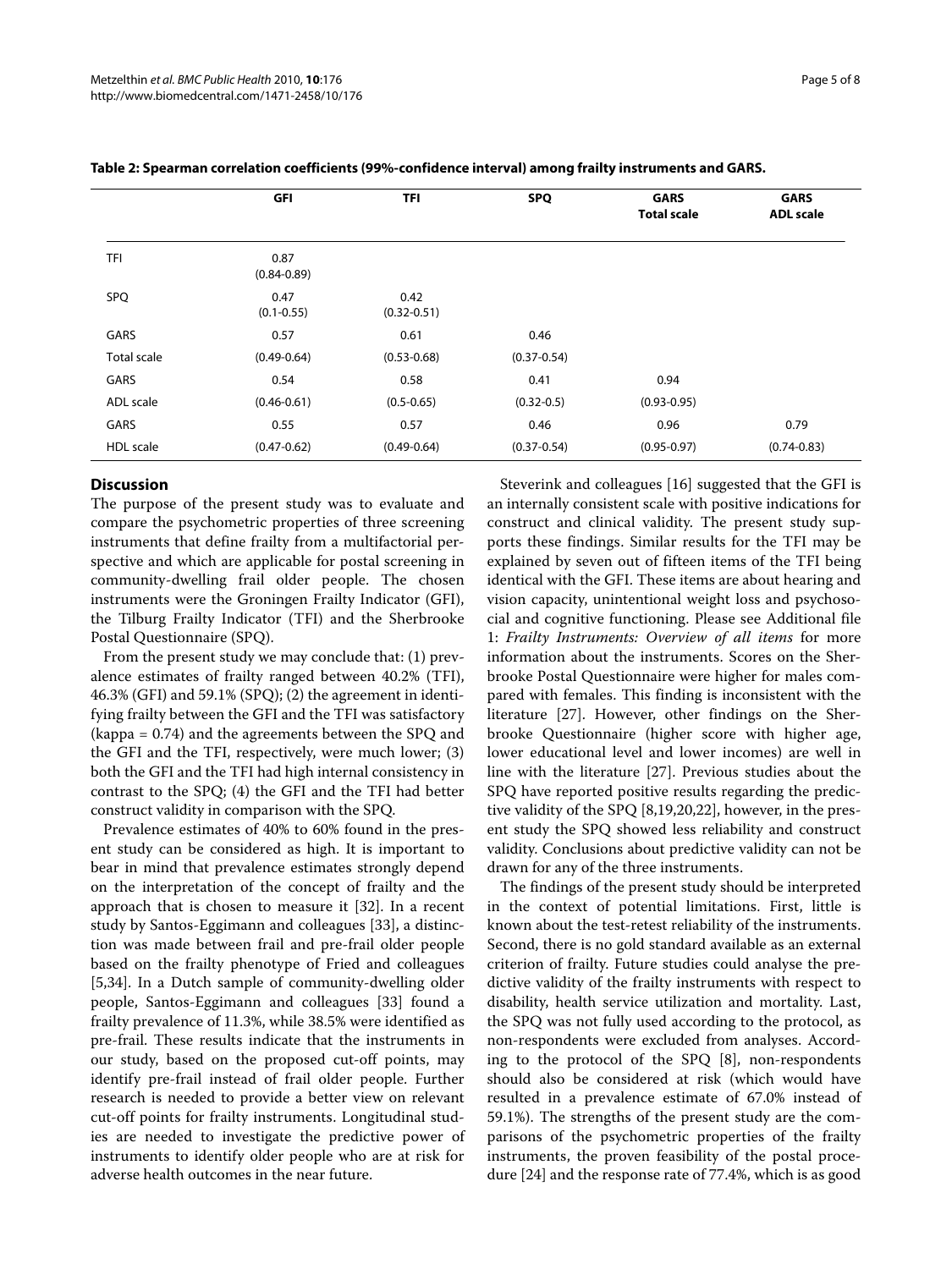**Table 2: Spearman correlation coefficients (99%-confidence interval) among frailty instruments and GARS.**

| | GFI | TFI | SPQ | GARS Total scale | GARS ADL scale |
|---|---|---|---|---|---|
| TFI | 0.87 (0.84-0.89) | | | | |
| SPQ | 0.47 (0.1-0.55) | 0.42 (0.32-0.51) | | | |
| GARS Total scale | 0.57 (0.49-0.64) | 0.61 (0.53-0.68) | 0.46 (0.37-0.54) | | |
| GARS ADL scale | 0.54 (0.46-0.61) | 0.58 (0.5-0.65) | 0.41 (0.32-0.5) | 0.94 (0.93-0.95) | |
| GARS HDL scale | 0.55 (0.47-0.62) | 0.57 (0.49-0.64) | 0.46 (0.37-0.54) | 0.96 (0.95-0.97) | 0.79 (0.74-0.83) |

## Discussion

The purpose of the present study was to evaluate and compare the psychometric properties of three screening instruments that define frailty from a multifactorial perspective and which are applicable for postal screening in community-dwelling frail older people. The chosen instruments were the Groningen Frailty Indicator (GFI), the Tilburg Frailty Indicator (TFI) and the Sherbrooke Postal Questionnaire (SPQ).

From the present study we may conclude that: (1) prevalence estimates of frailty ranged between 40.2% (TFI), 46.3% (GFI) and 59.1% (SPQ); (2) the agreement in identifying frailty between the GFI and the TFI was satisfactory (kappa = 0.74) and the agreements between the SPQ and the GFI and the TFI, respectively, were much lower; (3) both the GFI and the TFI had high internal consistency in contrast to the SPQ; (4) the GFI and the TFI had better construct validity in comparison with the SPQ.

Prevalence estimates of 40% to 60% found in the present study can be considered as high. It is important to bear in mind that prevalence estimates strongly depend on the interpretation of the concept of frailty and the approach that is chosen to measure it [32]. In a recent study by Santos-Eggimann and colleagues [33], a distinction was made between frail and pre-frail older people based on the frailty phenotype of Fried and colleagues [5,34]. In a Dutch sample of community-dwelling older people, Santos-Eggimann and colleagues [33] found a frailty prevalence of 11.3%, while 38.5% were identified as pre-frail. These results indicate that the instruments in our study, based on the proposed cut-off points, may identify pre-frail instead of frail older people. Further research is needed to provide a better view on relevant cut-off points for frailty instruments. Longitudinal studies are needed to investigate the predictive power of instruments to identify older people who are at risk for adverse health outcomes in the near future.

Steverink and colleagues [16] suggested that the GFI is an internally consistent scale with positive indications for construct and clinical validity. The present study supports these findings. Similar results for the TFI may be explained by seven out of fifteen items of the TFI being identical with the GFI. These items are about hearing and vision capacity, unintentional weight loss and psychosocial and cognitive functioning. Please see Additional file 1: *Frailty Instruments: Overview of all items* for more information about the instruments. Scores on the Sherbrooke Postal Questionnaire were higher for males compared with females. This finding is inconsistent with the literature [27]. However, other findings on the Sherbrooke Questionnaire (higher score with higher age, lower educational level and lower incomes) are well in line with the literature [27]. Previous studies about the SPQ have reported positive results regarding the predictive validity of the SPQ [8,19,20,22], however, in the present study the SPQ showed less reliability and construct validity. Conclusions about predictive validity can not be drawn for any of the three instruments.

The findings of the present study should be interpreted in the context of potential limitations. First, little is known about the test-retest reliability of the instruments. Second, there is no gold standard available as an external criterion of frailty. Future studies could analyse the predictive validity of the frailty instruments with respect to disability, health service utilization and mortality. Last, the SPQ was not fully used according to the protocol, as non-respondents were excluded from analyses. According to the protocol of the SPQ [8], non-respondents should also be considered at risk (which would have resulted in a prevalence estimate of 67.0% instead of 59.1%). The strengths of the present study are the comparisons of the psychometric properties of the frailty instruments, the proven feasibility of the postal procedure [24] and the response rate of 77.4%, which is as good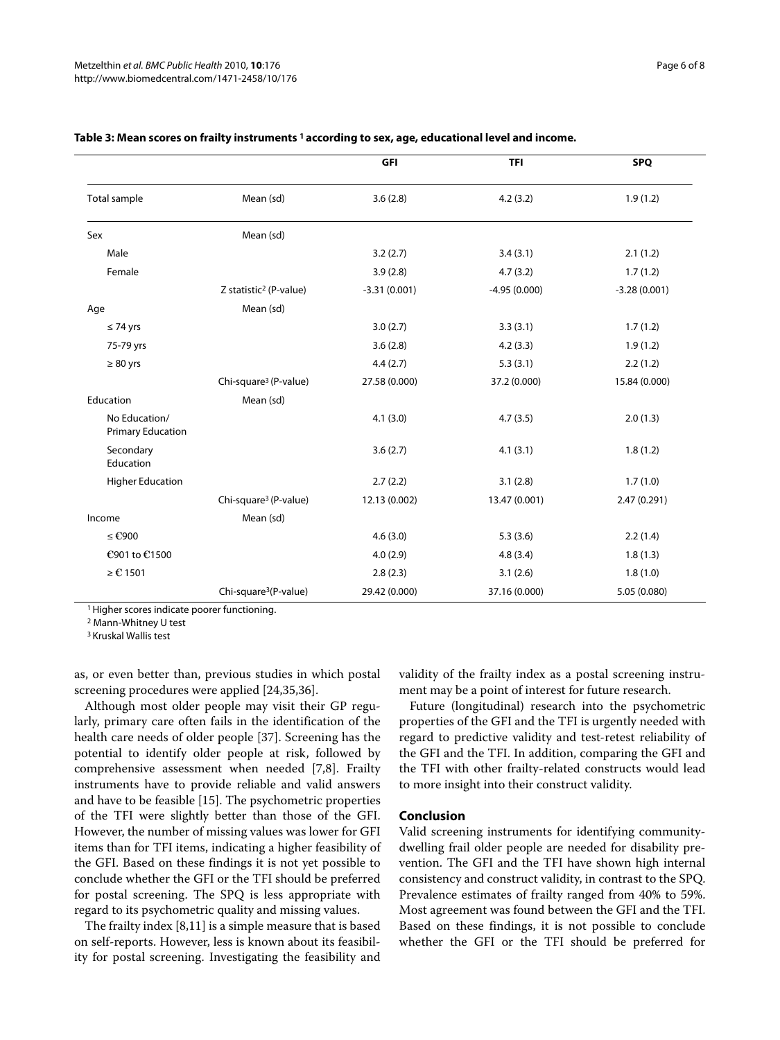**Table 3: Mean scores on frailty instruments [1] according to sex, age, educational level and income.**

| | | GFI | TFI | SPQ |
|---|---|---|---|---|
| Total sample | Mean (sd) | 3.6 (2.8) | 4.2 (3.2) | 1.9 (1.2) |
| Sex | Mean (sd) | | | |
| Male | | 3.2 (2.7) | 3.4 (3.1) | 2.1 (1.2) |
| Female | | 3.9 (2.8) | 4.7 (3.2) | 1.7 (1.2) |
| | Z statistic[2] (P-value) | -3.31 (0.001) | -4.95 (0.000) | -3.28 (0.001) |
| Age | Mean (sd) | | | |
| ≤ 74 yrs | | 3.0 (2.7) | 3.3 (3.1) | 1.7 (1.2) |
| 75-79 yrs | | 3.6 (2.8) | 4.2 (3.3) | 1.9 (1.2) |
| ≥ 80 yrs | | 4.4 (2.7) | 5.3 (3.1) | 2.2 (1.2) |
| | Chi-square[3] (P-value) | 27.58 (0.000) | 37.2 (0.000) | 15.84 (0.000) |
| Education | Mean (sd) | | | |
| No Education/ Primary Education | | 4.1 (3.0) | 4.7 (3.5) | 2.0 (1.3) |
| Secondary Education | | 3.6 (2.7) | 4.1 (3.1) | 1.8 (1.2) |
| Higher Education | | 2.7 (2.2) | 3.1 (2.8) | 1.7 (1.0) |
| | Chi-square[3] (P-value) | 12.13 (0.002) | 13.47 (0.001) | 2.47 (0.291) |
| Income | Mean (sd) | | | |
| ≤ €900 | | 4.6 (3.0) | 5.3 (3.6) | 2.2 (1.4) |
| €901 to €1500 | | 4.0 (2.9) | 4.8 (3.4) | 1.8 (1.3) |
| ≥ € 1501 | | 2.8 (2.3) | 3.1 (2.6) | 1.8 (1.0) |
| | Chi-square[3] (P-value) | 29.42 (0.000) | 37.16 (0.000) | 5.05 (0.080) |

[1] Higher scores indicate poorer functioning.
[2] Mann-Whitney U test
[3] Kruskal Wallis test

as, or even better than, previous studies in which postal screening procedures were applied [24,35,36].

Although most older people may visit their GP regularly, primary care often fails in the identification of the health care needs of older people [37]. Screening has the potential to identify older people at risk, followed by comprehensive assessment when needed [7,8]. Frailty instruments have to provide reliable and valid answers and have to be feasible [15]. The psychometric properties of the TFI were slightly better than those of the GFI. However, the number of missing values was lower for GFI items than for TFI items, indicating a higher feasibility of the GFI. Based on these findings it is not yet possible to conclude whether the GFI or the TFI should be preferred for postal screening. The SPQ is less appropriate with regard to its psychometric quality and missing values.

The frailty index [8,11] is a simple measure that is based on self-reports. However, less is known about its feasibility for postal screening. Investigating the feasibility and validity of the frailty index as a postal screening instrument may be a point of interest for future research.

Future (longitudinal) research into the psychometric properties of the GFI and the TFI is urgently needed with regard to predictive validity and test-retest reliability of the GFI and the TFI. In addition, comparing the GFI and the TFI with other frailty-related constructs would lead to more insight into their construct validity.

## Conclusion

Valid screening instruments for identifying community-dwelling frail older people are needed for disability prevention. The GFI and the TFI have shown high internal consistency and construct validity, in contrast to the SPQ. Prevalence estimates of frailty ranged from 40% to 59%. Most agreement was found between the GFI and the TFI. Based on these findings, it is not possible to conclude whether the GFI or the TFI should be preferred for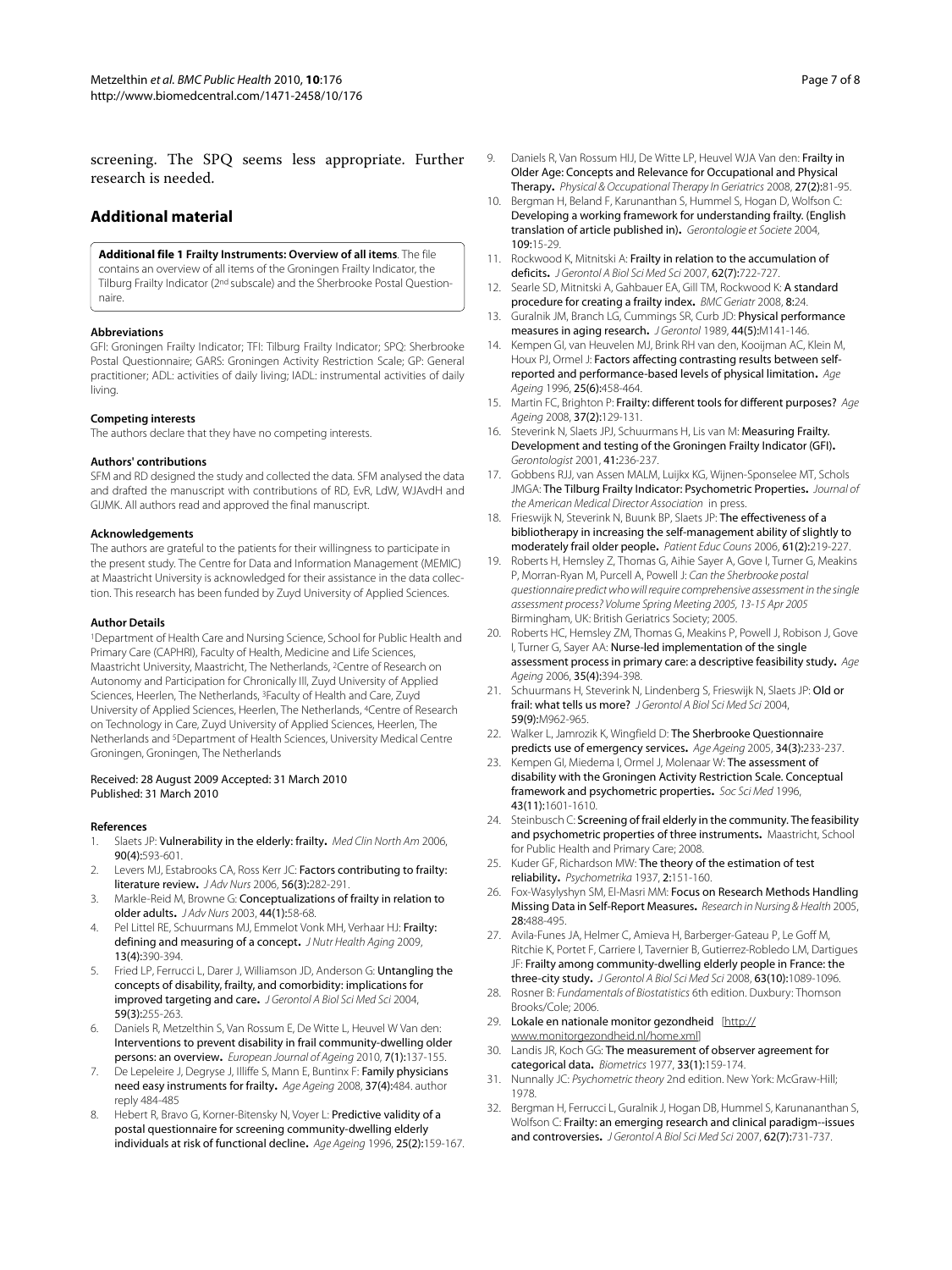screening. The SPQ seems less appropriate. Further research is needed.

## Additional material

**Additional file 1 Frailty Instruments: Overview of all items**. The file contains an overview of all items of the Groningen Frailty Indicator, the Tilburg Frailty Indicator (2nd subscale) and the Sherbrooke Postal Questionnaire.

#### Abbreviations

GFI: Groningen Frailty Indicator; TFI: Tilburg Frailty Indicator; SPQ: Sherbrooke Postal Questionnaire; GARS: Groningen Activity Restriction Scale; GP: General practitioner; ADL: activities of daily living; IADL: instrumental activities of daily living.

#### Competing interests

The authors declare that they have no competing interests.

#### Authors' contributions

SFM and RD designed the study and collected the data. SFM analysed the data and drafted the manuscript with contributions of RD, EvR, LdW, WJAvdH and GIJMK. All authors read and approved the final manuscript.

#### Acknowledgements

The authors are grateful to the patients for their willingness to participate in the present study. The Centre for Data and Information Management (MEMIC) at Maastricht University is acknowledged for their assistance in the data collection. This research has been funded by Zuyd University of Applied Sciences.

#### Author Details

[1]Department of Health Care and Nursing Science, School for Public Health and Primary Care (CAPHRI), Faculty of Health, Medicine and Life Sciences, Maastricht University, Maastricht, The Netherlands, [2]Centre of Research on Autonomy and Participation for Chronically Ill, Zuyd University of Applied Sciences, Heerlen, The Netherlands, [3]Faculty of Health and Care, Zuyd University of Applied Sciences, Heerlen, The Netherlands, [4]Centre of Research on Technology in Care, Zuyd University of Applied Sciences, Heerlen, The Netherlands and [5]Department of Health Sciences, University Medical Centre Groningen, Groningen, The Netherlands

Received: 28 August 2009 Accepted: 31 March 2010
Published: 31 March 2010

#### References

1. Slaets JP: **Vulnerability in the elderly: frailty.** *Med Clin North Am* 2006, **90(4)**:593-601.
2. Levers MJ, Estabrooks CA, Ross Kerr JC: **Factors contributing to frailty: literature review.** *J Adv Nurs* 2006, **56(3)**:282-291.
3. Markle-Reid M, Browne G: **Conceptualizations of frailty in relation to older adults.** *J Adv Nurs* 2003, **44(1)**:58-68.
4. Pel Littel RE, Schuurmans MJ, Emmelot Vonk MH, Verhaar HJ: **Frailty: defining and measuring of a concept.** *J Nutr Health Aging* 2009, **13(4)**:390-394.
5. Fried LP, Ferrucci L, Darer J, Williamson JD, Anderson G: **Untangling the concepts of disability, frailty, and comorbidity: implications for improved targeting and care.** *J Gerontol A Biol Sci Med Sci* 2004, **59(3)**:255-263.
6. Daniels R, Metzelthin S, Van Rossum E, De Witte L, Heuvel W Van den: **Interventions to prevent disability in frail community-dwelling older persons: an overview.** *European Journal of Ageing* 2010, **7(1)**:137-155.
7. De Lepeleire J, Degryse J, Illiffe S, Mann E, Buntinx F: **Family physicians need easy instruments for frailty.** *Age Ageing* 2008, **37(4)**:484. author reply 484-485
8. Hebert R, Bravo G, Korner-Bitensky N, Voyer L: **Predictive validity of a postal questionnaire for screening community-dwelling elderly individuals at risk of functional decline.** *Age Ageing* 1996, **25(2)**:159-167.
9. Daniels R, Van Rossum HIJ, De Witte LP, Heuvel WJA Van den: **Frailty in Older Age: Concepts and Relevance for Occupational and Physical Therapy.** *Physical & Occupational Therapy In Geriatrics* 2008, **27(2)**:81-95.
10. Bergman H, Beland F, Karunanthan S, Hummel S, Hogan D, Wolfson C: **Developing a working framework for understanding frailty. (English translation of article published in).** *Gerontologie et Societe* 2004, **109**:15-29.
11. Rockwood K, Mitnitski A: **Frailty in relation to the accumulation of deficits.** *J Gerontol A Biol Sci Med Sci* 2007, **62(7)**:722-727.
12. Searle SD, Mitnitski A, Gahbauer EA, Gill TM, Rockwood K: **A standard procedure for creating a frailty index.** *BMC Geriatr* 2008, **8**:24.
13. Guralnik JM, Branch LG, Cummings SR, Curb JD: **Physical performance measures in aging research.** *J Gerontol* 1989, **44(5)**:M141-146.
14. Kempen GI, van Heuvelen MJ, Brink RH van den, Kooijman AC, Klein M, Houx PJ, Ormel J: **Factors affecting contrasting results between self-reported and performance-based levels of physical limitation.** *Age Ageing* 1996, **25(6)**:458-464.
15. Martin FC, Brighton P: **Frailty: different tools for different purposes?** *Age Ageing* 2008, **37(2)**:129-131.
16. Steverink N, Slaets JPJ, Schuurmans H, Lis van M: **Measuring Frailty. Development and testing of the Groningen Frailty Indicator (GFI).** *Gerontologist* 2001, **41**:236-237.
17. Gobbens RJJ, van Assen MALM, Luijkx KG, Wijnen-Sponselee MT, Schols JMGA: **The Tilburg Frailty Indicator: Psychometric Properties.** *Journal of the American Medical Director Association* in press.
18. Frieswijk N, Steverink N, Buunk BP, Slaets JP: **The effectiveness of a bibliotherapy in increasing the self-management ability of slightly to moderately frail older people.** *Patient Educ Couns* 2006, **61(2)**:219-227.
19. Roberts H, Hemsley Z, Thomas G, Aihie Sayer A, Gove I, Turner G, Meakins P, Morran-Ryan M, Purcell A, Powell J: *Can the Sherbrooke postal questionnaire predict who will require comprehensive assessment in the single assessment process? Volume Spring Meeting 2005, 13-15 Apr 2005* Birmingham, UK: British Geriatrics Society; 2005.
20. Roberts HC, Hemsley ZM, Thomas G, Meakins P, Powell J, Robison J, Gove I, Turner G, Sayer AA: **Nurse-led implementation of the single assessment process in primary care: a descriptive feasibility study.** *Age Ageing* 2006, **35(4)**:394-398.
21. Schuurmans H, Steverink N, Lindenberg S, Frieswijk N, Slaets JP: **Old or frail: what tells us more?** *J Gerontol A Biol Sci Med Sci* 2004, **59(9)**:M962-965.
22. Walker L, Jamrozik K, Wingfield D: **The Sherbrooke Questionnaire predicts use of emergency services.** *Age Ageing* 2005, **34(3)**:233-237.
23. Kempen GI, Miedema I, Ormel J, Molenaar W: **The assessment of disability with the Groningen Activity Restriction Scale. Conceptual framework and psychometric properties.** *Soc Sci Med* 1996, **43(11)**:1601-1610.
24. Steinbusch C: **Screening of frail elderly in the community. The feasibility and psychometric properties of three instruments.** Maastricht, School for Public Health and Primary Care; 2008.
25. Kuder GF, Richardson MW: **The theory of the estimation of test reliability.** *Psychometrika* 1937, **2**:151-160.
26. Fox-Wasylyshyn SM, El-Masri MM: **Focus on Research Methods Handling Missing Data in Self-Report Measures.** *Research in Nursing & Health* 2005, **28**:488-495.
27. Avila-Funes JA, Helmer C, Amieva H, Barberger-Gateau P, Le Goff M, Ritchie K, Portet F, Carriere I, Tavernier B, Gutierrez-Robledo LM, Dartigues JF: **Frailty among community-dwelling elderly people in France: the three-city study.** *J Gerontol A Biol Sci Med Sci* 2008, **63(10)**:1089-1096.
28. Rosner B: *Fundamentals of Biostatistics* 6th edition. Duxbury: Thomson Brooks/Cole; 2006.
29. **Lokale en nationale monitor gezondheid** [http://www.monitorgezondheid.nl/home.xml]
30. Landis JR, Koch GG: **The measurement of observer agreement for categorical data.** *Biometrics* 1977, **33(1)**:159-174.
31. Nunnally JC: *Psychometric theory* 2nd edition. New York: McGraw-Hill; 1978.
32. Bergman H, Ferrucci L, Guralnik J, Hogan DB, Hummel S, Karunananthan S, Wolfson C: **Frailty: an emerging research and clinical paradigm--issues and controversies.** *J Gerontol A Biol Sci Med Sci* 2007, **62(7)**:731-737.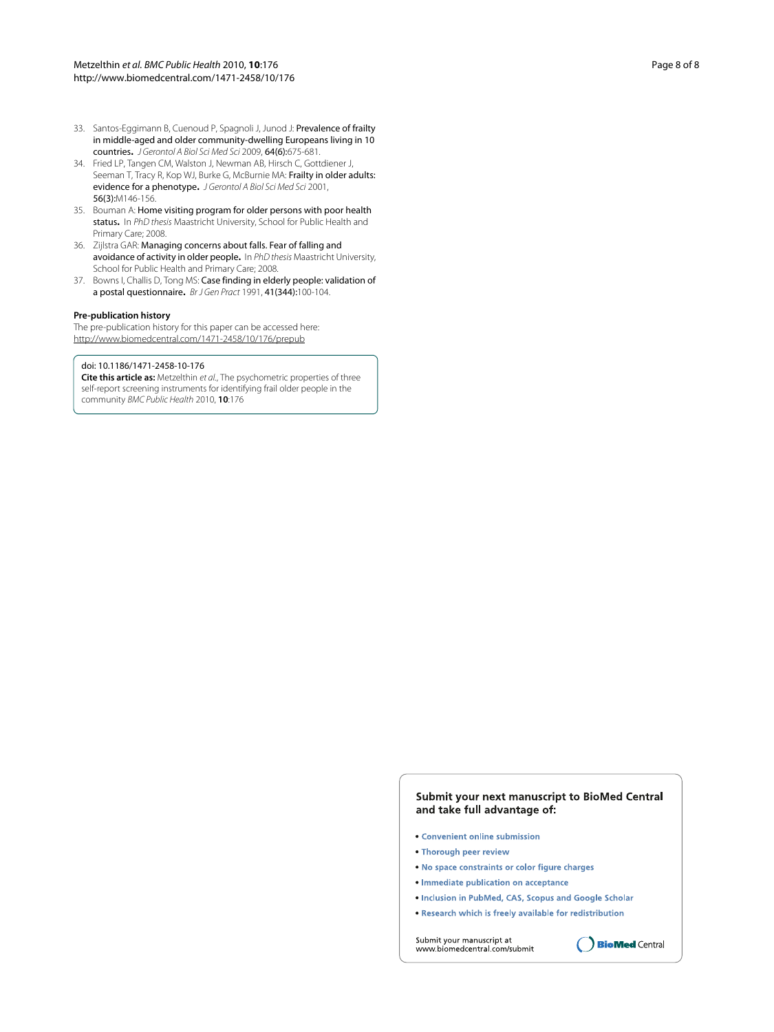33. Santos-Eggimann B, Cuenoud P, Spagnoli J, Junod J: **Prevalence of frailty in middle-aged and older community-dwelling Europeans living in 10 countries.** *J Gerontol A Biol Sci Med Sci* 2009, **64(6)**:675-681.
34. Fried LP, Tangen CM, Walston J, Newman AB, Hirsch C, Gottdiener J, Seeman T, Tracy R, Kop WJ, Burke G, McBurnie MA: **Frailty in older adults: evidence for a phenotype.** *J Gerontol A Biol Sci Med Sci* 2001, **56(3)**:M146-156.
35. Bouman A: **Home visiting program for older persons with poor health status.** In *PhD thesis* Maastricht University, School for Public Health and Primary Care; 2008.
36. Zijlstra GAR: **Managing concerns about falls. Fear of falling and avoidance of activity in older people.** In *PhD thesis* Maastricht University, School for Public Health and Primary Care; 2008.
37. Bowns I, Challis D, Tong MS: **Case finding in elderly people: validation of a postal questionnaire.** *Br J Gen Pract* 1991, **41(344)**:100-104.

### Pre-publication history

The pre-publication history for this paper can be accessed here:
http://www.biomedcentral.com/1471-2458/10/176/prepub

doi: 10.1186/1471-2458-10-176
**Cite this article as:** Metzelthin *et al.*, The psychometric properties of three self-report screening instruments for identifying frail older people in the community *BMC Public Health* 2010, **10**:176

**Submit your next manuscript to BioMed Central and take full advantage of:**

- Convenient online submission
- Thorough peer review
- No space constraints or color figure charges
- Immediate publication on acceptance
- Inclusion in PubMed, CAS, Scopus and Google Scholar
- Research which is freely available for redistribution

Submit your manuscript at
www.biomedcentral.com/submit

BioMed Central